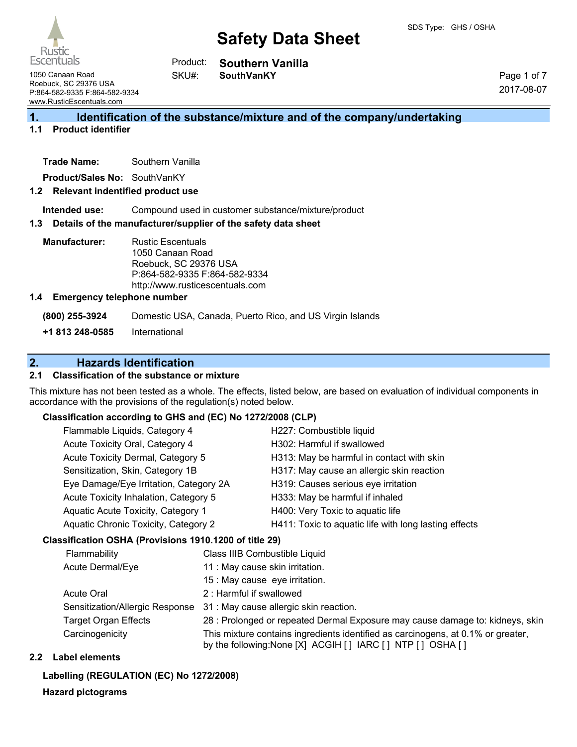# Safety Data Sheet

SDS Type: GHS / OSHA

Rustic Escentuals
1050 Canaan Road
Roebuck, SC 29376 USA
P:864-582-9335 F:864-582-9334
www.RusticEscentuals.com

Product: **Southern Vanilla**
SKU#: **SouthVanKY**

2017-08-07

## 1. Identification of the substance/mixture and of the company/undertaking

### 1.1 Product identifier

**Trade Name:** Southern Vanilla

**Product/Sales No:** SouthVanKY

### 1.2 Relevant indentified product use

**Intended use:** Compound used in customer substance/mixture/product

### 1.3 Details of the manufacturer/supplier of the safety data sheet

**Manufacturer:** Rustic Escentuals
1050 Canaan Road
Roebuck, SC 29376 USA
P:864-582-9335 F:864-582-9334
http://www.rusticescentuals.com

### 1.4 Emergency telephone number

**(800) 255-3924** Domestic USA, Canada, Puerto Rico, and US Virgin Islands

**+1 813 248-0585** International

## 2. Hazards Identification

### 2.1 Classification of the substance or mixture

This mixture has not been tested as a whole. The effects, listed below, are based on evaluation of individual components in accordance with the provisions of the regulation(s) noted below.

**Classification according to GHS and (EC) No 1272/2008 (CLP)**

| | |
|---|---|
| Flammable Liquids, Category 4 | H227: Combustible liquid |
| Acute Toxicity Oral, Category 4 | H302: Harmful if swallowed |
| Acute Toxicity Dermal, Category 5 | H313: May be harmful in contact with skin |
| Sensitization, Skin, Category 1B | H317: May cause an allergic skin reaction |
| Eye Damage/Eye Irritation, Category 2A | H319: Causes serious eye irritation |
| Acute Toxicity Inhalation, Category 5 | H333: May be harmful if inhaled |
| Aquatic Acute Toxicity, Category 1 | H400: Very Toxic to aquatic life |
| Aquatic Chronic Toxicity, Category 2 | H411: Toxic to aquatic life with long lasting effects |

**Classification OSHA (Provisions 1910.1200 of title 29)**

| | |
|---|---|
| Flammability | Class IIIB Combustible Liquid |
| Acute Dermal/Eye | 11 : May cause skin irritation. |
| | 15 : May cause eye irritation. |
| Acute Oral | 2 : Harmful if swallowed |
| Sensitization/Allergic Response | 31 : May cause allergic skin reaction. |
| Target Organ Effects | 28 : Prolonged or repeated Dermal Exposure may cause damage to: kidneys, skin |
| Carcinogenicity | This mixture contains ingredients identified as carcinogens, at 0.1% or greater, by the following:None [X] ACGIH [ ] IARC [ ] NTP [ ] OSHA [ ] |

### 2.2 Label elements

**Labelling (REGULATION (EC) No 1272/2008)**

**Hazard pictograms**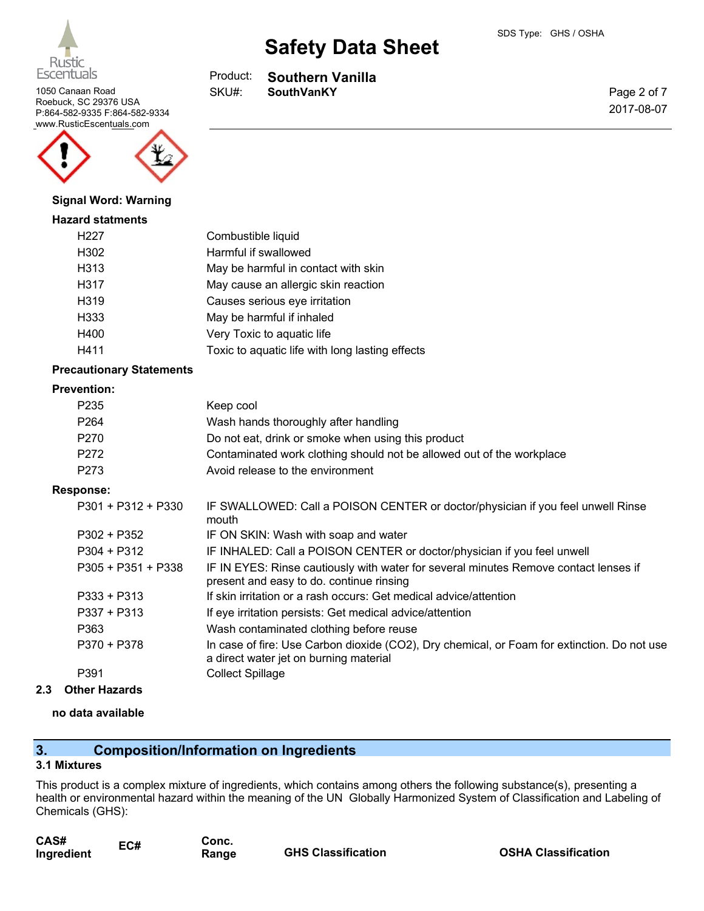**Signal Word: Warning**

**Hazard statments**

| | |
|---|---|
| H227 | Combustible liquid |
| H302 | Harmful if swallowed |
| H313 | May be harmful in contact with skin |
| H317 | May cause an allergic skin reaction |
| H319 | Causes serious eye irritation |
| H333 | May be harmful if inhaled |
| H400 | Very Toxic to aquatic life |
| H411 | Toxic to aquatic life with long lasting effects |

**Precautionary Statements**

**Prevention:**

| | |
|---|---|
| P235 | Keep cool |
| P264 | Wash hands thoroughly after handling |
| P270 | Do not eat, drink or smoke when using this product |
| P272 | Contaminated work clothing should not be allowed out of the workplace |
| P273 | Avoid release to the environment |

**Response:**

| | |
|---|---|
| P301 + P312 + P330 | IF SWALLOWED: Call a POISON CENTER or doctor/physician if you feel unwell Rinse mouth |
| P302 + P352 | IF ON SKIN: Wash with soap and water |
| P304 + P312 | IF INHALED: Call a POISON CENTER or doctor/physician if you feel unwell |
| P305 + P351 + P338 | IF IN EYES: Rinse cautiously with water for several minutes Remove contact lenses if present and easy to do. continue rinsing |
| P333 + P313 | If skin irritation or a rash occurs: Get medical advice/attention |
| P337 + P313 | If eye irritation persists: Get medical advice/attention |
| P363 | Wash contaminated clothing before reuse |
| P370 + P378 | In case of fire: Use Carbon dioxide ($CO_2$), Dry chemical, or Foam for extinction. Do not use a direct water jet on burning material |
| P391 | Collect Spillage |

### 2.3 Other Hazards

**no data available**

## 3. Composition/Information on Ingredients

### 3.1 Mixtures

This product is a complex mixture of ingredients, which contains among others the following substance(s), presenting a health or environmental hazard within the meaning of the UN Globally Harmonized System of Classification and Labeling of Chemicals (GHS):

| CAS# Ingredient | EC# | Conc. Range | GHS Classification | OSHA Classification |
|---|---|---|---|---|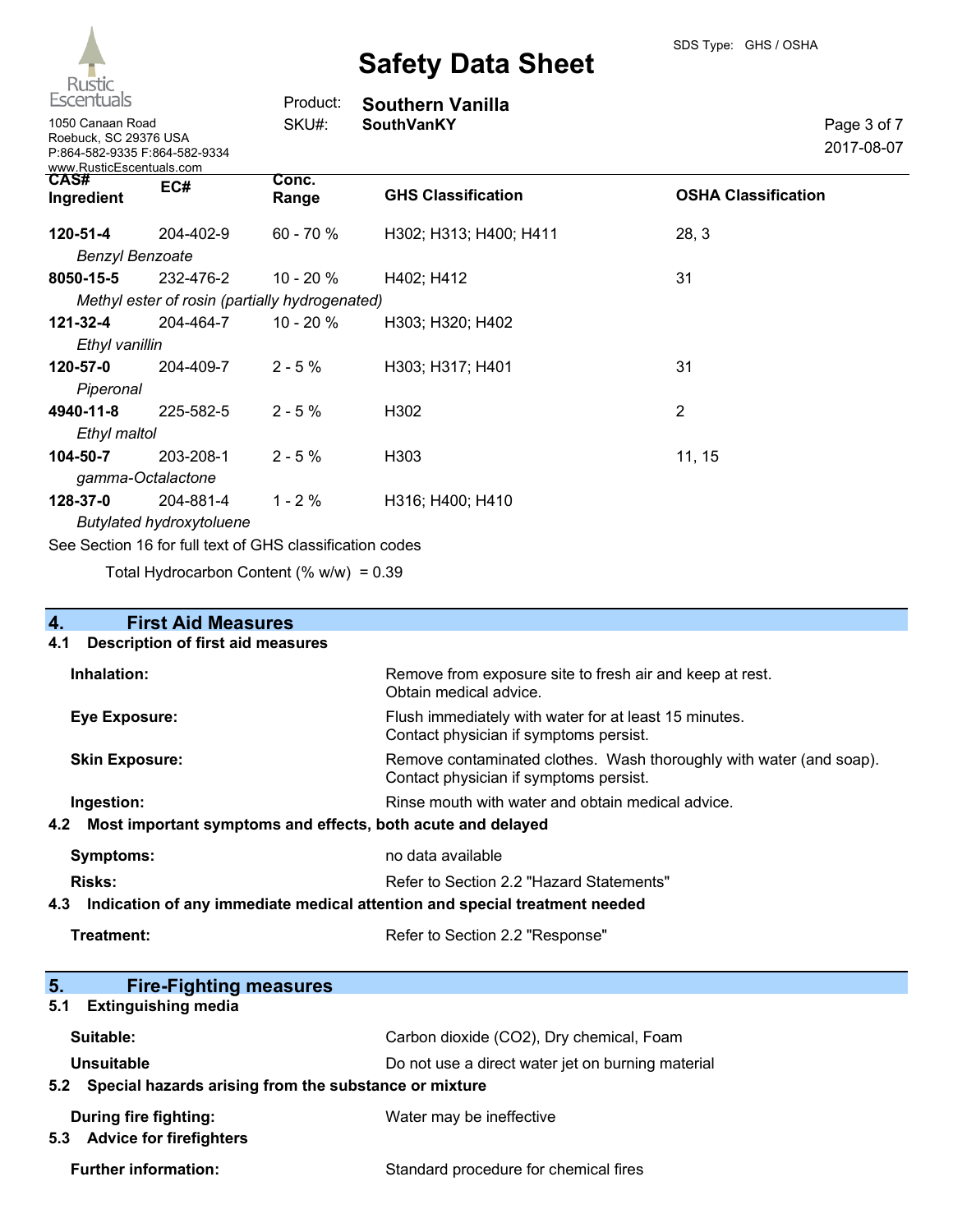| CAS# Ingredient | EC# | Conc. Range | GHS Classification | OSHA Classification |
|---|---|---|---|---|
| **120-51-4** *Benzyl Benzoate* | 204-402-9 | 60 - 70 % | H302; H313; H400; H411 | 28, 3 |
| **8050-15-5** *Methyl ester of rosin (partially hydrogenated)* | 232-476-2 | 10 - 20 % | H402; H412 | 31 |
| **121-32-4** *Ethyl vanillin* | 204-464-7 | 10 - 20 % | H303; H320; H402 | |
| **120-57-0** *Piperonal* | 204-409-7 | 2 - 5 % | H303; H317; H401 | 31 |
| **4940-11-8** *Ethyl maltol* | 225-582-5 | 2 - 5 % | H302 | 2 |
| **104-50-7** *gamma-Octalactone* | 203-208-1 | 2 - 5 % | H303 | 11, 15 |
| **128-37-0** *Butylated hydroxytoluene* | 204-881-4 | 1 - 2 % | H316; H400; H410 | |

See Section 16 for full text of GHS classification codes

Total Hydrocarbon Content (% w/w) = 0.39

## 4. First Aid Measures

### 4.1 Description of first aid measures

**Inhalation:** Remove from exposure site to fresh air and keep at rest. Obtain medical advice.

**Eye Exposure:** Flush immediately with water for at least 15 minutes. Contact physician if symptoms persist.

**Skin Exposure:** Remove contaminated clothes. Wash thoroughly with water (and soap). Contact physician if symptoms persist.

**Ingestion:** Rinse mouth with water and obtain medical advice.

### 4.2 Most important symptoms and effects, both acute and delayed

**Symptoms:** no data available

**Risks:** Refer to Section 2.2 "Hazard Statements"

### 4.3 Indication of any immediate medical attention and special treatment needed

**Treatment:** Refer to Section 2.2 "Response"

## 5. Fire-Fighting measures

### 5.1 Extinguishing media

**Suitable:** Carbon dioxide ($CO_2$), Dry chemical, Foam

**Unsuitable** Do not use a direct water jet on burning material

### 5.2 Special hazards arising from the substance or mixture

**During fire fighting:** Water may be ineffective

### 5.3 Advice for firefighters

**Further information:** Standard procedure for chemical fires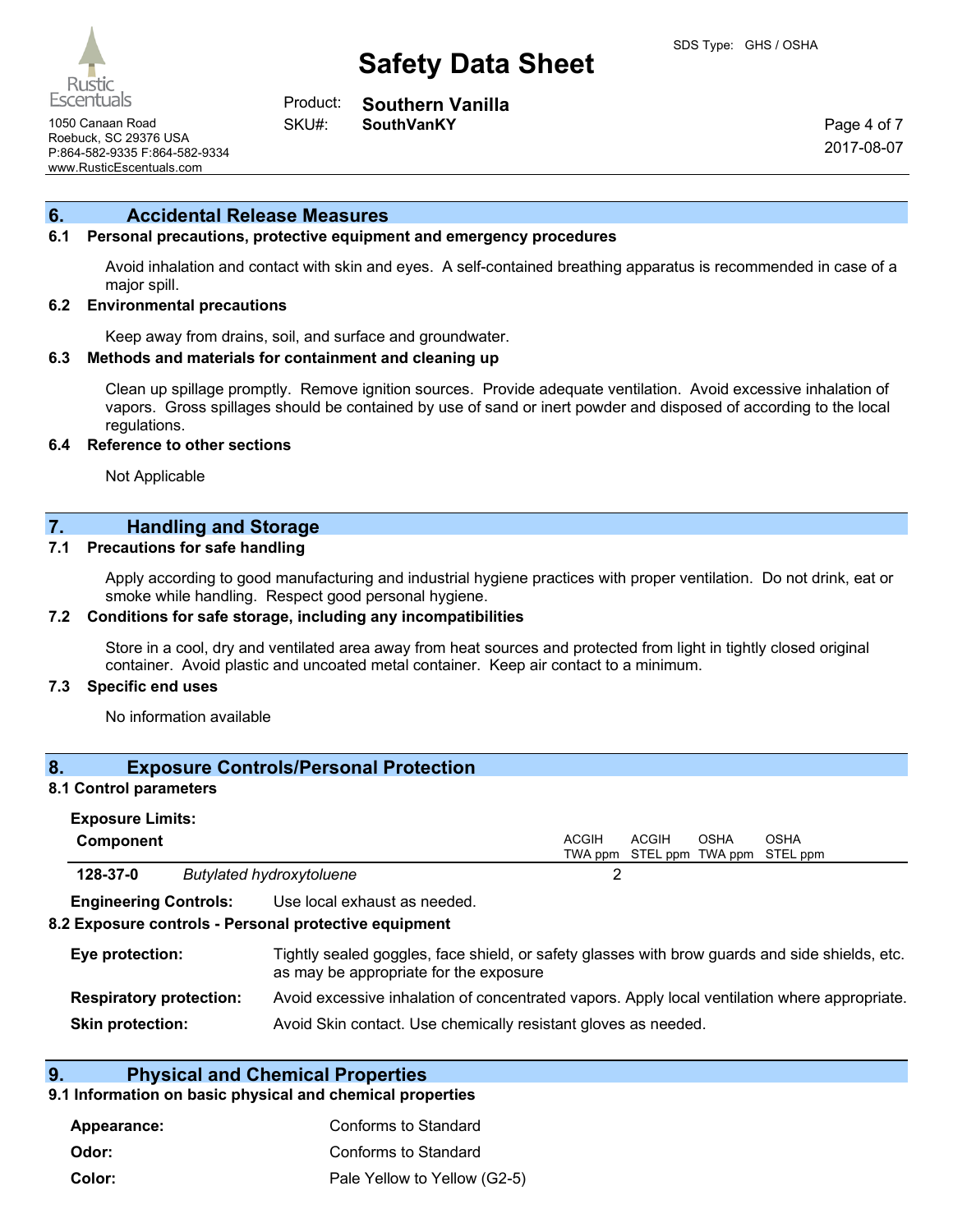## 6. Accidental Release Measures

### 6.1 Personal precautions, protective equipment and emergency procedures

Avoid inhalation and contact with skin and eyes. A self-contained breathing apparatus is recommended in case of a major spill.

### 6.2 Environmental precautions

Keep away from drains, soil, and surface and groundwater.

### 6.3 Methods and materials for containment and cleaning up

Clean up spillage promptly. Remove ignition sources. Provide adequate ventilation. Avoid excessive inhalation of vapors. Gross spillages should be contained by use of sand or inert powder and disposed of according to the local regulations.

### 6.4 Reference to other sections

Not Applicable

## 7. Handling and Storage

### 7.1 Precautions for safe handling

Apply according to good manufacturing and industrial hygiene practices with proper ventilation. Do not drink, eat or smoke while handling. Respect good personal hygiene.

### 7.2 Conditions for safe storage, including any incompatibilities

Store in a cool, dry and ventilated area away from heat sources and protected from light in tightly closed original container. Avoid plastic and uncoated metal container. Keep air contact to a minimum.

### 7.3 Specific end uses

No information available

## 8. Exposure Controls/Personal Protection

### 8.1 Control parameters

**Exposure Limits:**

| Component | | ACGIH TWA ppm | ACGIH STEL ppm | OSHA TWA ppm | OSHA STEL ppm |
|---|---|---|---|---|---|
| **128-37-0** | *Butylated hydroxytoluene* | 2 | | | |

**Engineering Controls:** Use local exhaust as needed.

### 8.2 Exposure controls - Personal protective equipment

**Eye protection:** Tightly sealed goggles, face shield, or safety glasses with brow guards and side shields, etc. as may be appropriate for the exposure

**Respiratory protection:** Avoid excessive inhalation of concentrated vapors. Apply local ventilation where appropriate.

**Skin protection:** Avoid Skin contact. Use chemically resistant gloves as needed.

## 9. Physical and Chemical Properties

### 9.1 Information on basic physical and chemical properties

**Appearance:** Conforms to Standard

**Odor:** Conforms to Standard

**Color:** Pale Yellow to Yellow (G2-5)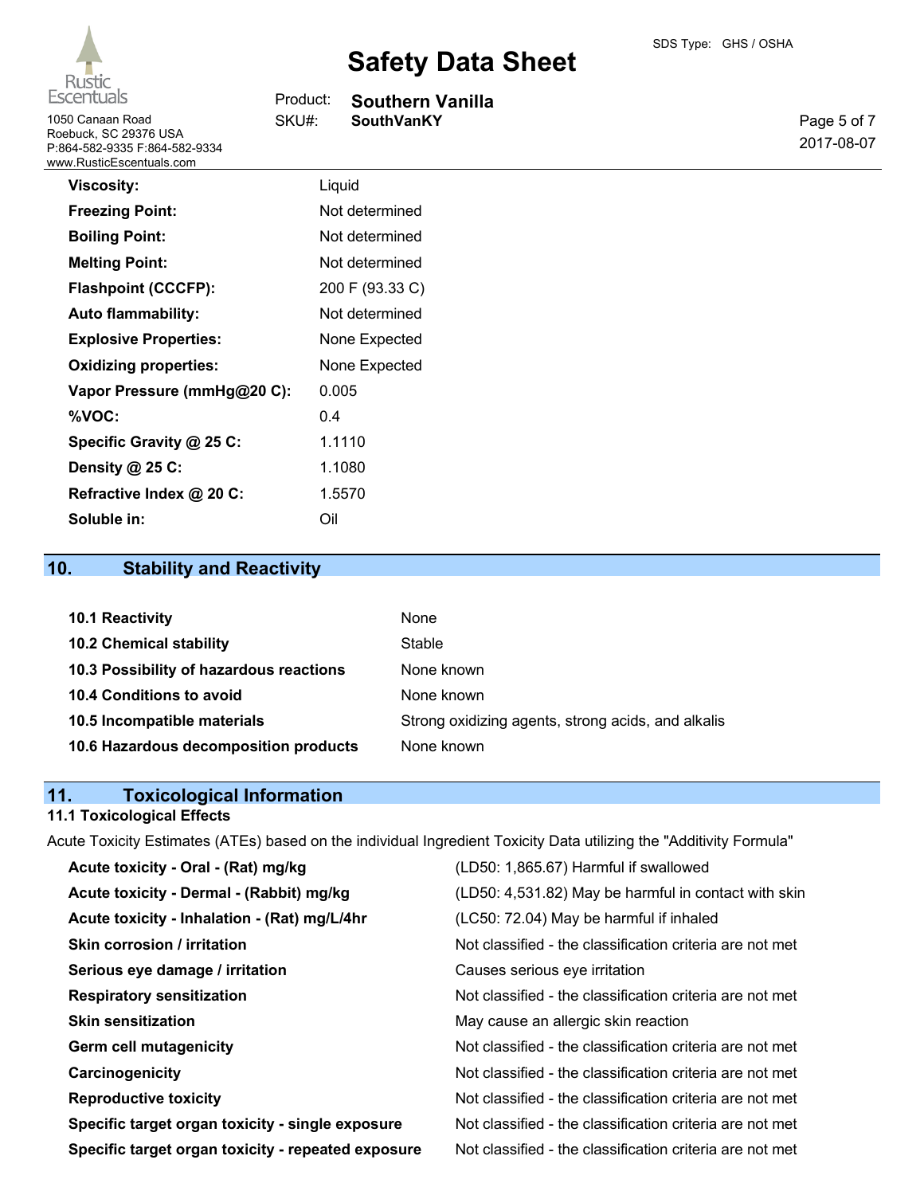| | |
|---|---|
| **Viscosity:** | Liquid |
| **Freezing Point:** | Not determined |
| **Boiling Point:** | Not determined |
| **Melting Point:** | Not determined |
| **Flashpoint (CCCFP):** | 200 F (93.33 C) |
| **Auto flammability:** | Not determined |
| **Explosive Properties:** | None Expected |
| **Oxidizing properties:** | None Expected |
| **Vapor Pressure (mmHg@20 C):** | 0.005 |
| **%VOC:** | 0.4 |
| **Specific Gravity @ 25 C:** | 1.1110 |
| **Density @ 25 C:** | 1.1080 |
| **Refractive Index @ 20 C:** | 1.5570 |
| **Soluble in:** | Oil |

## 10. Stability and Reactivity

| | |
|---|---|
| **10.1 Reactivity** | None |
| **10.2 Chemical stability** | Stable |
| **10.3 Possibility of hazardous reactions** | None known |
| **10.4 Conditions to avoid** | None known |
| **10.5 Incompatible materials** | Strong oxidizing agents, strong acids, and alkalis |
| **10.6 Hazardous decomposition products** | None known |

## 11. Toxicological Information

### 11.1 Toxicological Effects

Acute Toxicity Estimates (ATEs) based on the individual Ingredient Toxicity Data utilizing the "Additivity Formula"

| | |
|---|---|
| **Acute toxicity - Oral - (Rat) mg/kg** | (LD50: 1,865.67) Harmful if swallowed |
| **Acute toxicity - Dermal - (Rabbit) mg/kg** | (LD50: 4,531.82) May be harmful in contact with skin |
| **Acute toxicity - Inhalation - (Rat) mg/L/4hr** | (LC50: 72.04) May be harmful if inhaled |
| **Skin corrosion / irritation** | Not classified - the classification criteria are not met |
| **Serious eye damage / irritation** | Causes serious eye irritation |
| **Respiratory sensitization** | Not classified - the classification criteria are not met |
| **Skin sensitization** | May cause an allergic skin reaction |
| **Germ cell mutagenicity** | Not classified - the classification criteria are not met |
| **Carcinogenicity** | Not classified - the classification criteria are not met |
| **Reproductive toxicity** | Not classified - the classification criteria are not met |
| **Specific target organ toxicity - single exposure** | Not classified - the classification criteria are not met |
| **Specific target organ toxicity - repeated exposure** | Not classified - the classification criteria are not met |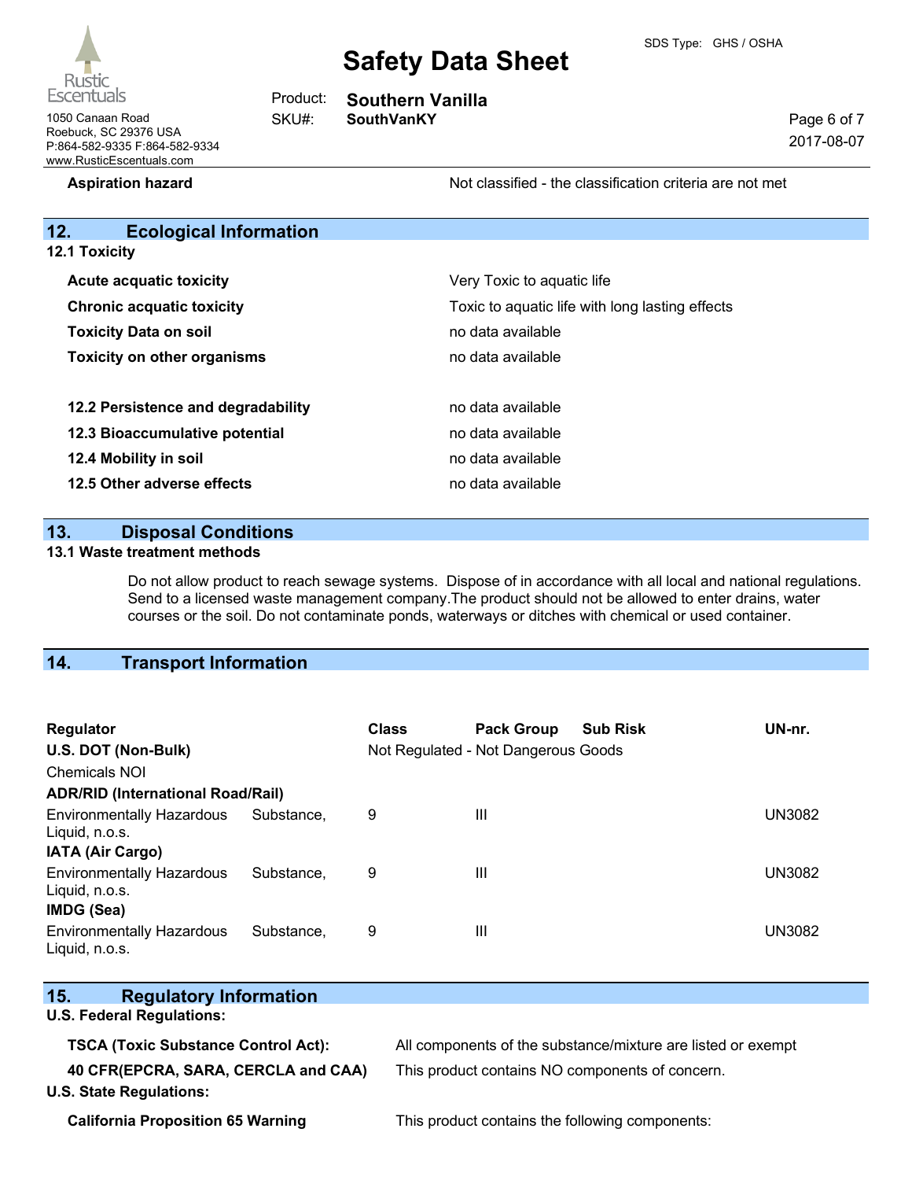| | |
|---|---|
| **Aspiration hazard** | Not classified - the classification criteria are not met |

## 12. Ecological Information

**12.1 Toxicity**

| | |
|---|---|
| **Acute acquatic toxicity** | Very Toxic to aquatic life |
| **Chronic acquatic toxicity** | Toxic to aquatic life with long lasting effects |
| **Toxicity Data on soil** | no data available |
| **Toxicity on other organisms** | no data available |

| | |
|---|---|
| **12.2 Persistence and degradability** | no data available |
| **12.3 Bioaccumulative potential** | no data available |
| **12.4 Mobility in soil** | no data available |
| **12.5 Other adverse effects** | no data available |

## 13. Disposal Conditions

**13.1 Waste treatment methods**

Do not allow product to reach sewage systems. Dispose of in accordance with all local and national regulations. Send to a licensed waste management company.The product should not be allowed to enter drains, water courses or the soil. Do not contaminate ponds, waterways or ditches with chemical or used container.

## 14. Transport Information

| Regulator | Class | Pack Group | Sub Risk | UN-nr. |
|---|---|---|---|---|
| **U.S. DOT (Non-Bulk)** | Not Regulated - Not Dangerous Goods | | | |
| Chemicals NOI | | | | |
| **ADR/RID (International Road/Rail)** | | | | |
| Environmentally Hazardous Substance, Liquid, n.o.s. | 9 | III | | UN3082 |
| **IATA (Air Cargo)** | | | | |
| Environmentally Hazardous Substance, Liquid, n.o.s. | 9 | III | | UN3082 |
| **IMDG (Sea)** | | | | |
| Environmentally Hazardous Substance, Liquid, n.o.s. | 9 | III | | UN3082 |

## 15. Regulatory Information

**U.S. Federal Regulations:**

| | |
|---|---|
| **TSCA (Toxic Substance Control Act):** | All components of the substance/mixture are listed or exempt |
| **40 CFR(EPCRA, SARA, CERCLA and CAA)** | This product contains NO components of concern. |

**U.S. State Regulations:**

| | |
|---|---|
| **California Proposition 65 Warning** | This product contains the following components: |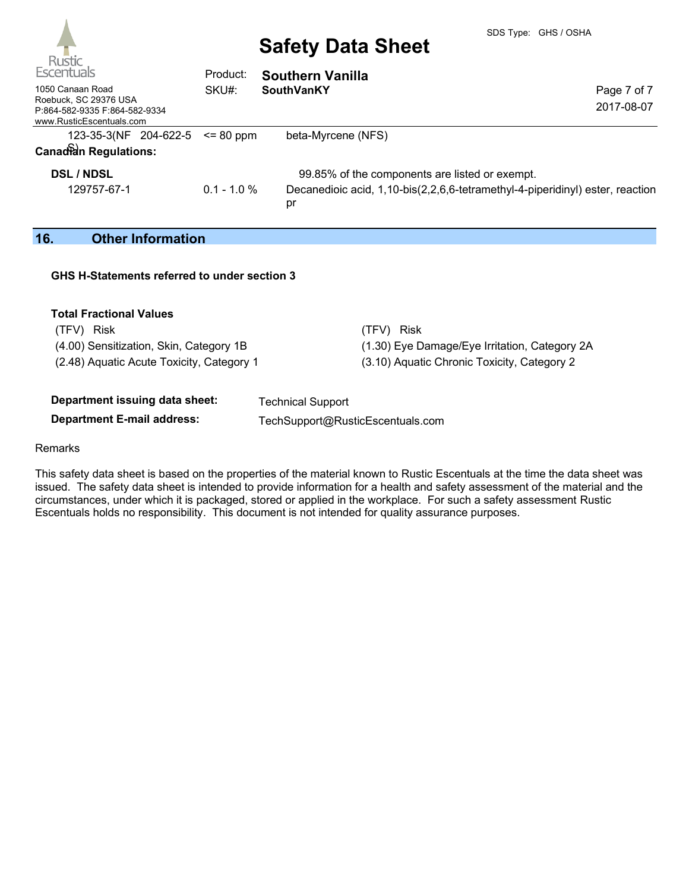| | | | |
|---|---|---|---|
| 123-35-3(NFS) | 204-622-5 | <= 80 ppm | beta-Myrcene (NFS) |

**Canadian Regulations:**

**DSL / NDSL**

99.85% of the components are listed or exempt.

| | | |
|---|---|---|
| 129757-67-1 | 0.1 - 1.0 % | Decanedioic acid, 1,10-bis(2,2,6,6-tetramethyl-4-piperidinyl) ester, reaction pr |

## 16. Other Information

**GHS H-Statements referred to under section 3**

**Total Fractional Values**

| (TFV) Risk | (TFV) Risk |
|---|---|
| (4.00) Sensitization, Skin, Category 1B | (1.30) Eye Damage/Eye Irritation, Category 2A |
| (2.48) Aquatic Acute Toxicity, Category 1 | (3.10) Aquatic Chronic Toxicity, Category 2 |

**Department issuing data sheet:** Technical Support

**Department E-mail address:** TechSupport@RusticEscentuals.com

Remarks

This safety data sheet is based on the properties of the material known to Rustic Escentuals at the time the data sheet was issued. The safety data sheet is intended to provide information for a health and safety assessment of the material and the circumstances, under which it is packaged, stored or applied in the workplace. For such a safety assessment Rustic Escentuals holds no responsibility. This document is not intended for quality assurance purposes.